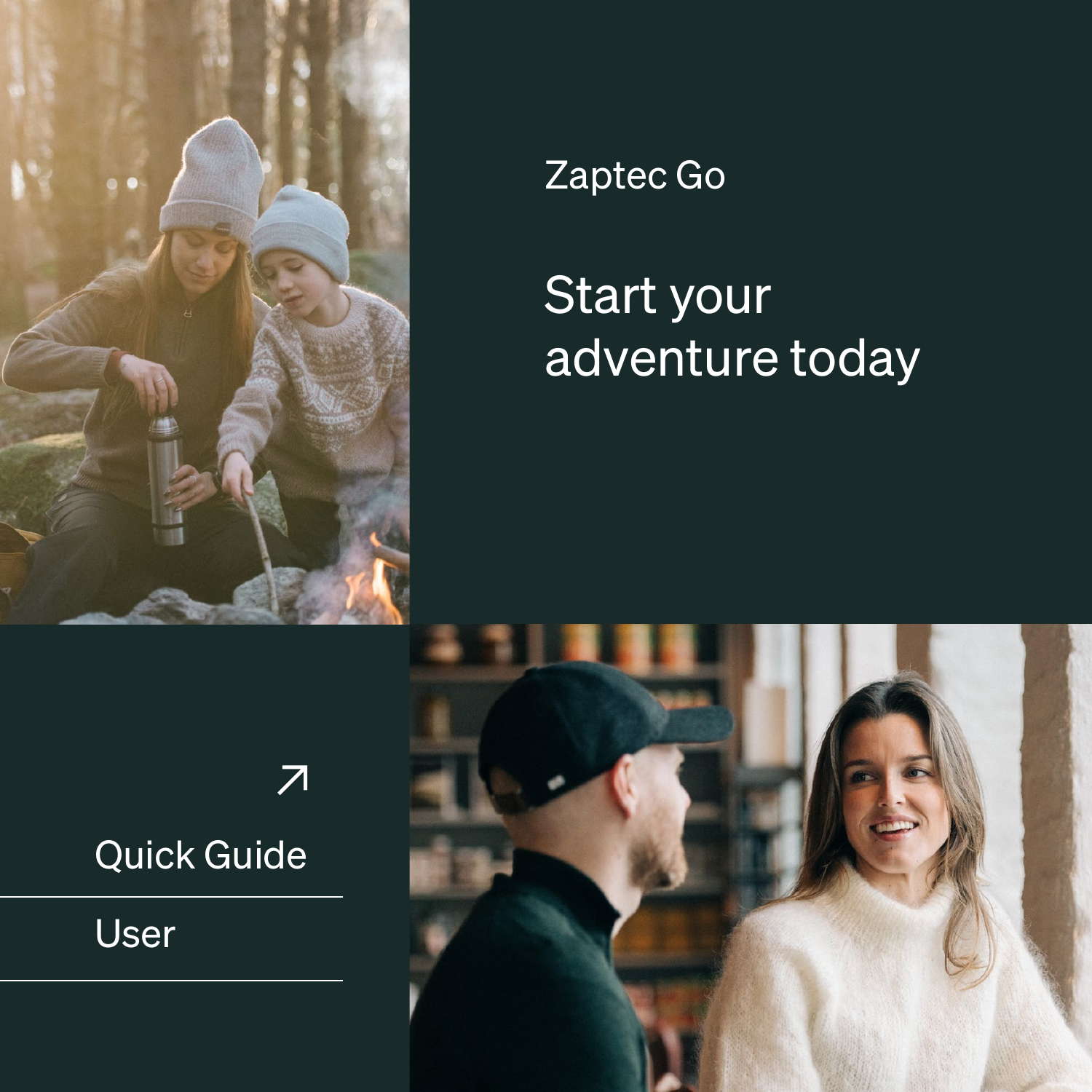Zaptec Go

# Start your adventure today

↗

Quick Guide

User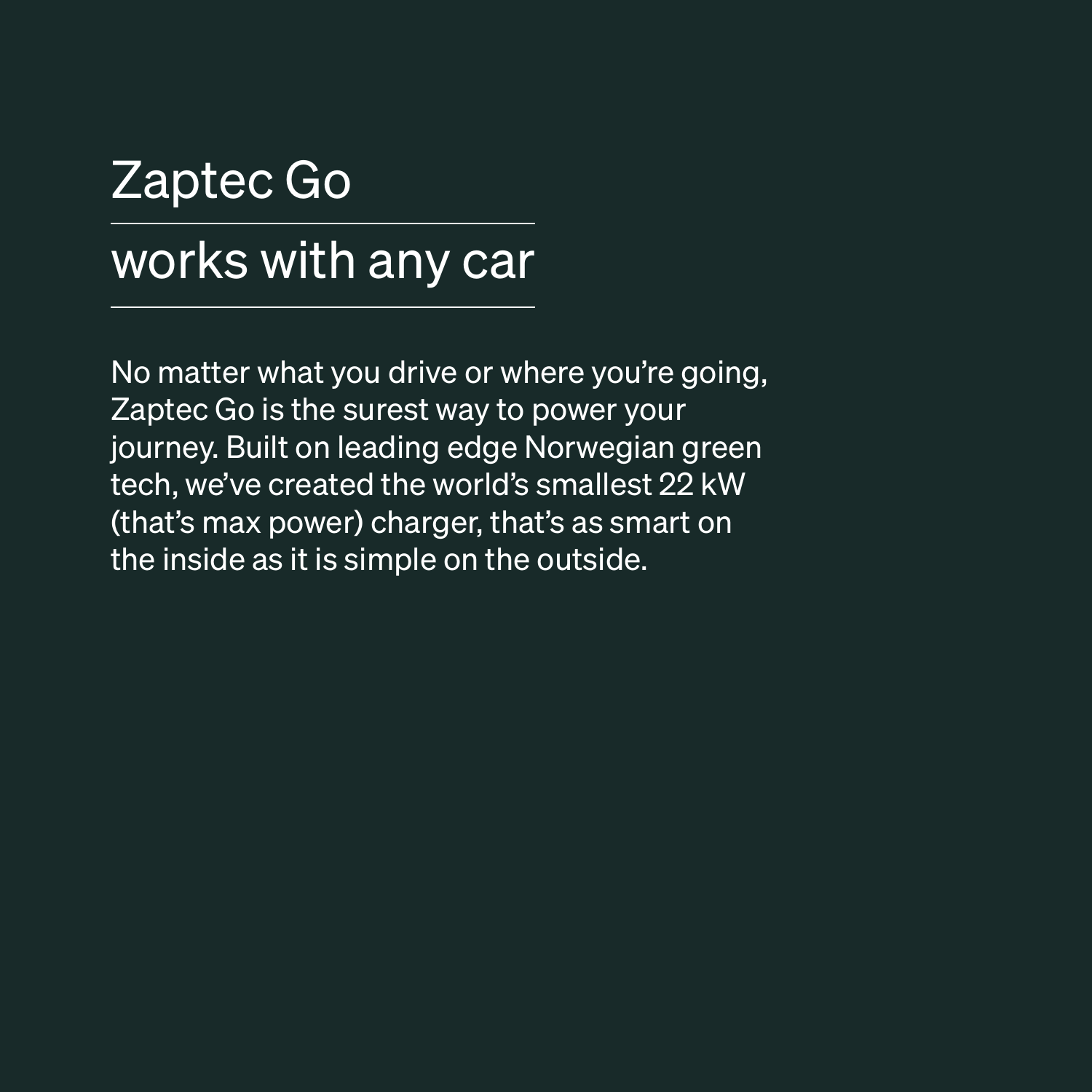# Zaptec Go

## works with any car

No matter what you drive or where you're going, Zaptec Go is the surest way to power your journey. Built on leading edge Norwegian green tech, we've created the world's smallest 22 kW (that's max power) charger, that's as smart on the inside as it is simple on the outside.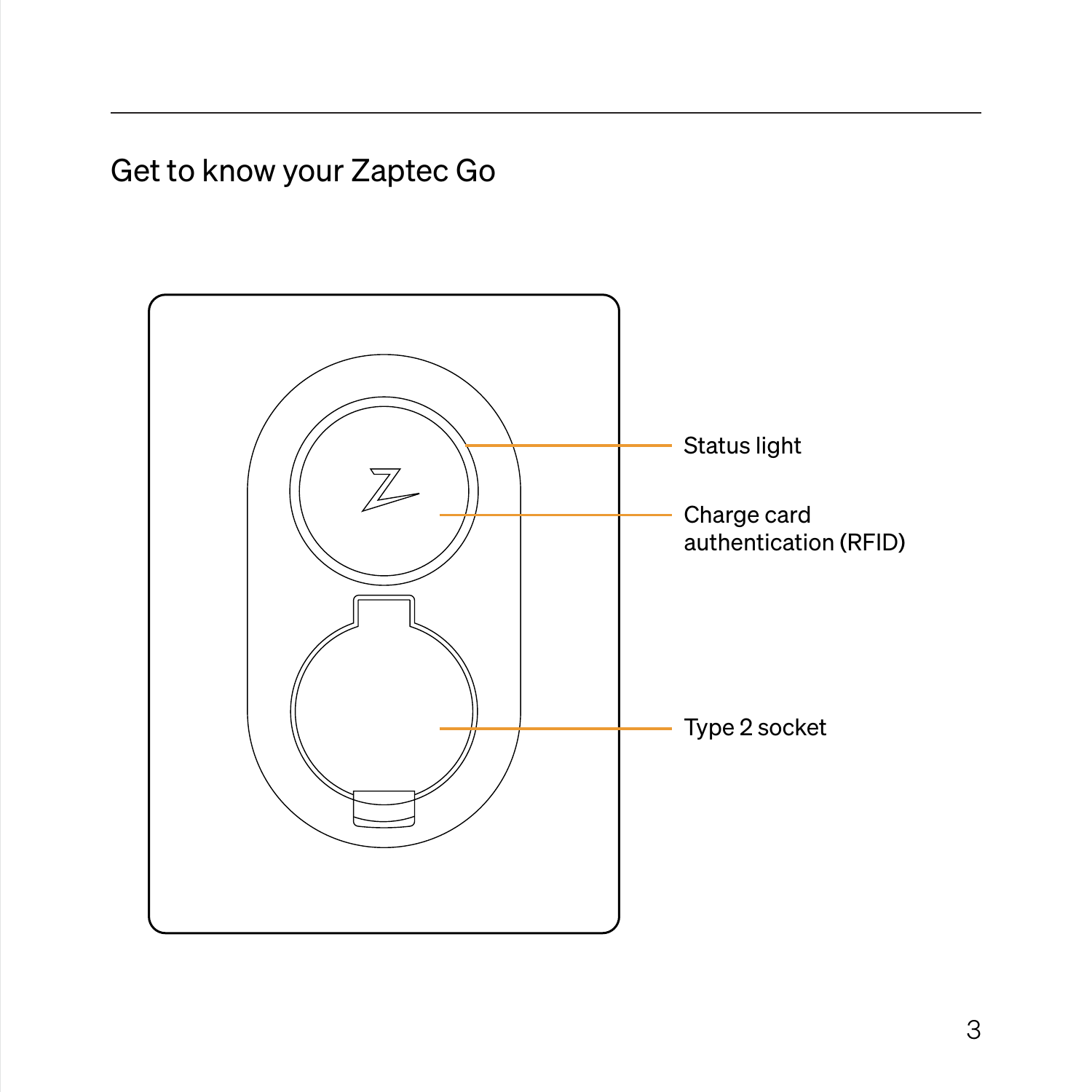## Get to know your Zaptec Go

Status light

Charge card authentication (RFID)

Type 2 socket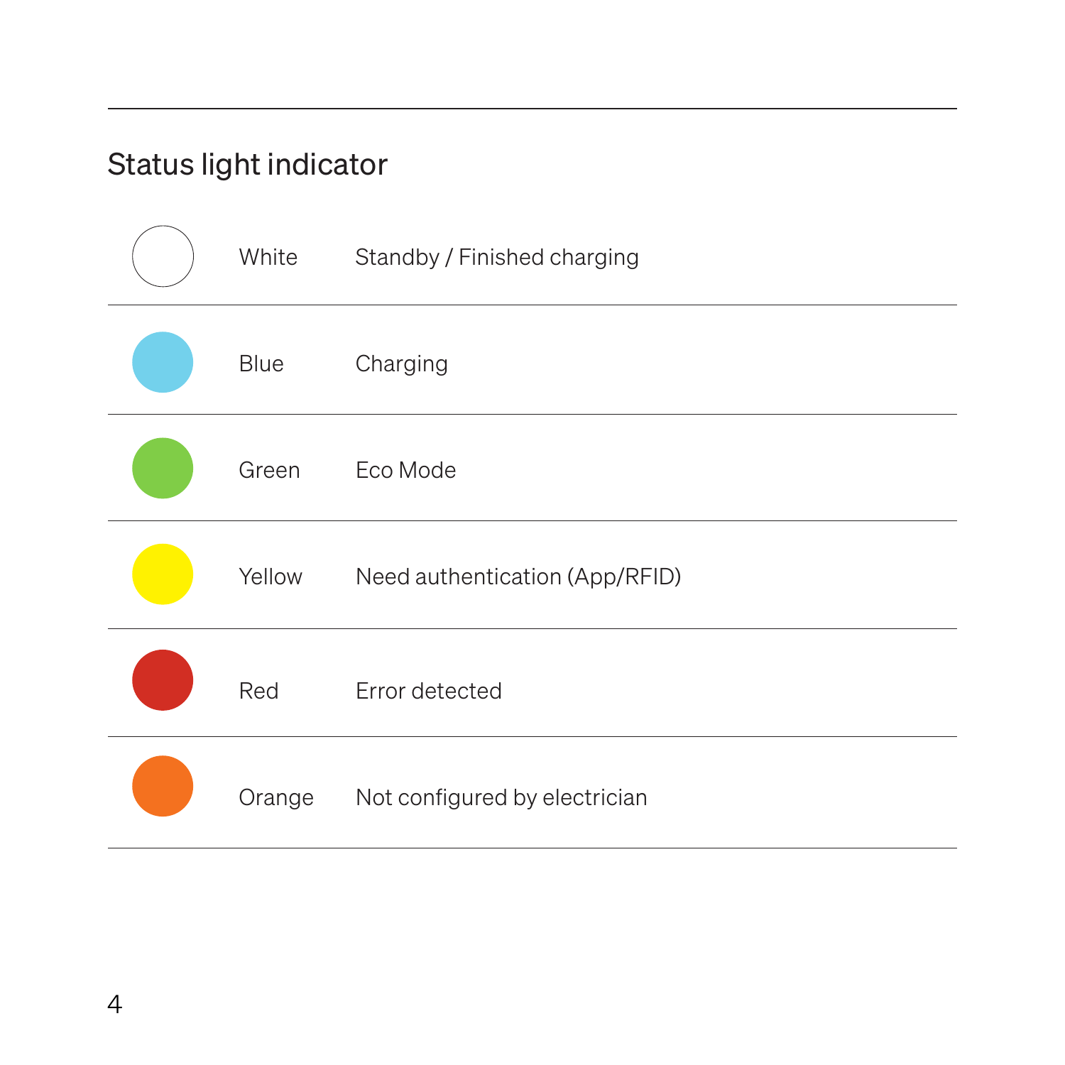## Status light indicator

| Color | Status |
| --- | --- |
| White | Standby / Finished charging |
| Blue | Charging |
| Green | Eco Mode |
| Yellow | Need authentication (App/RFID) |
| Red | Error detected |
| Orange | Not configured by electrician |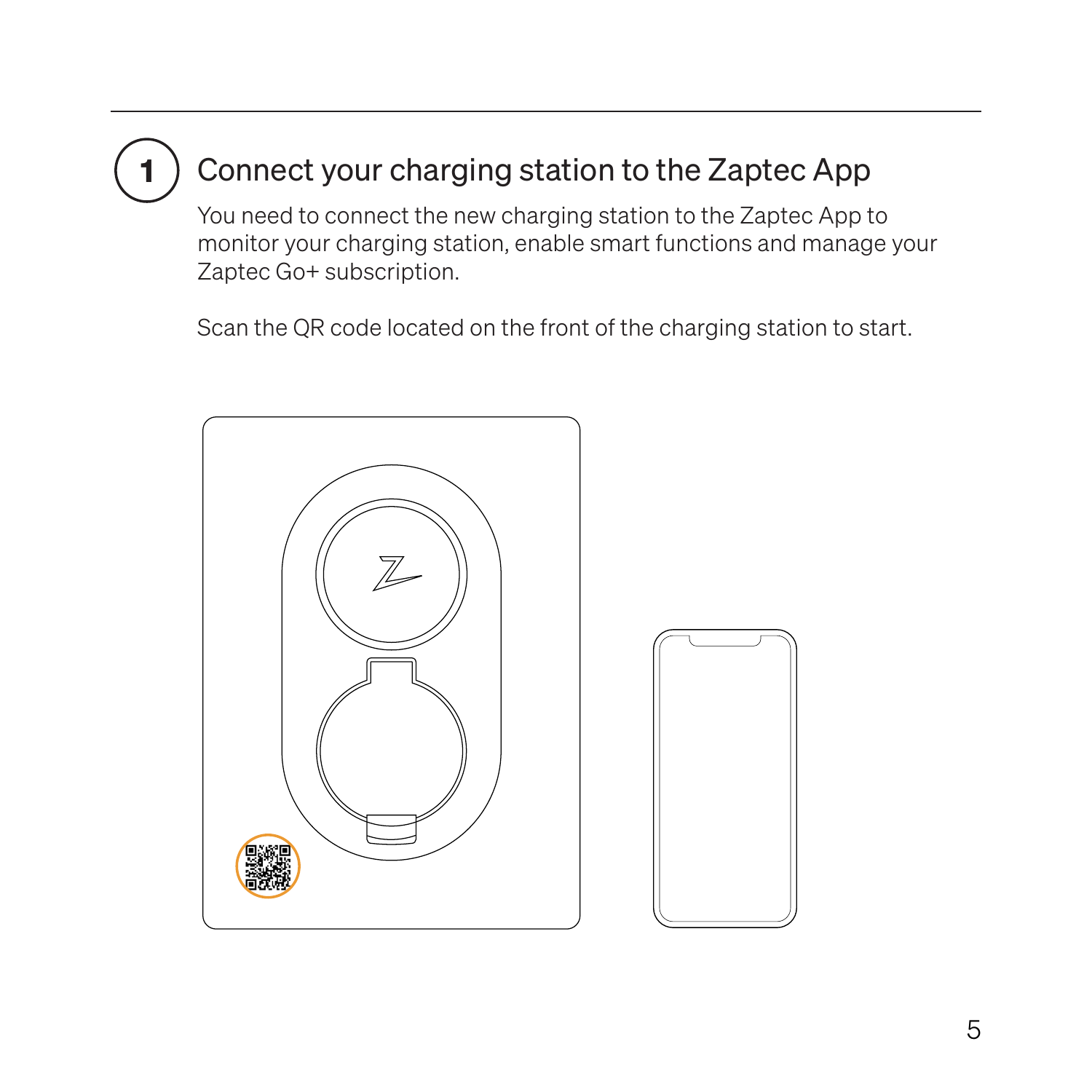## 1 Connect your charging station to the Zaptec App

You need to connect the new charging station to the Zaptec App to monitor your charging station, enable smart functions and manage your Zaptec Go+ subscription.

Scan the QR code located on the front of the charging station to start.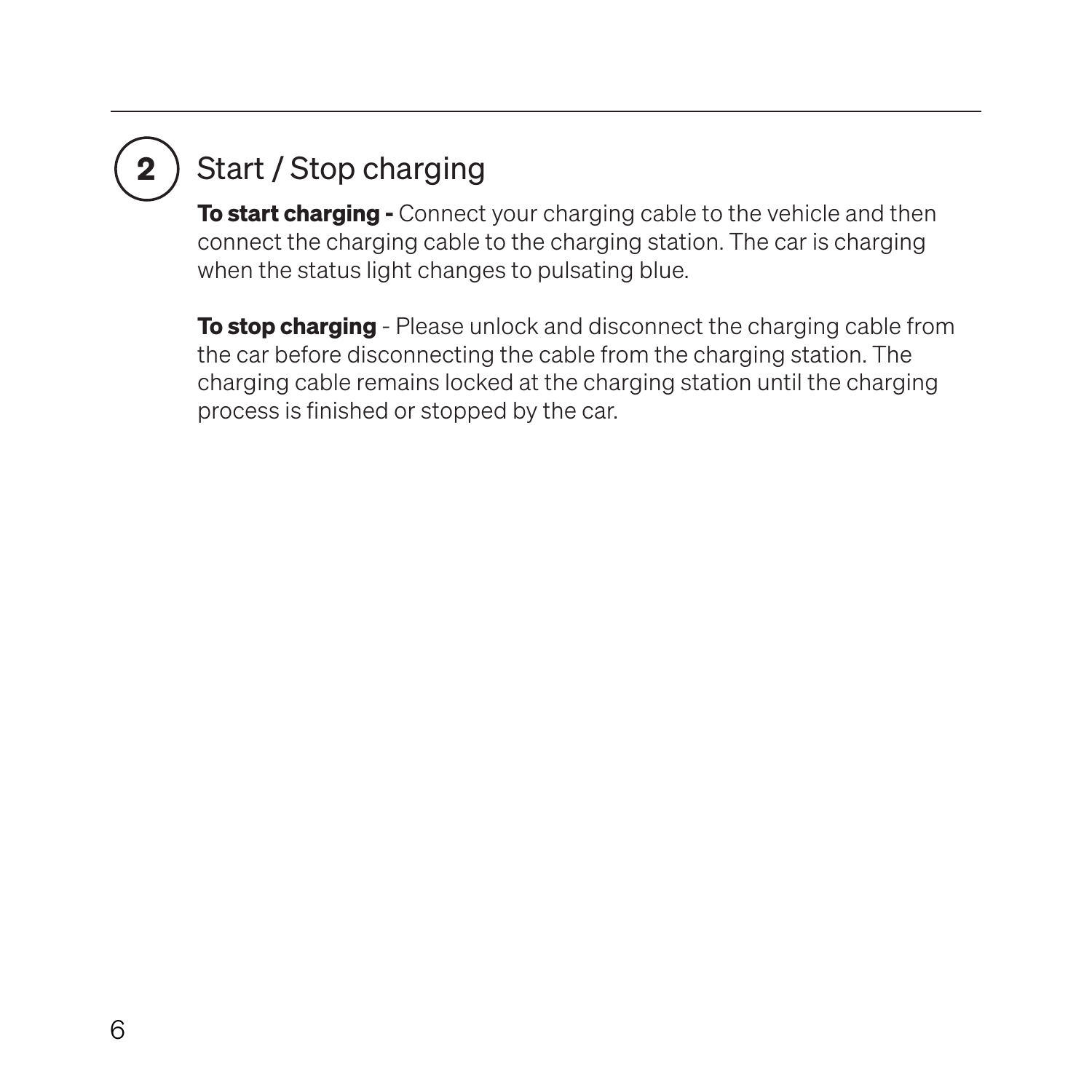## 2 Start / Stop charging

**To start charging -** Connect your charging cable to the vehicle and then connect the charging cable to the charging station. The car is charging when the status light changes to pulsating blue.

**To stop charging** - Please unlock and disconnect the charging cable from the car before disconnecting the cable from the charging station. The charging cable remains locked at the charging station until the charging process is finished or stopped by the car.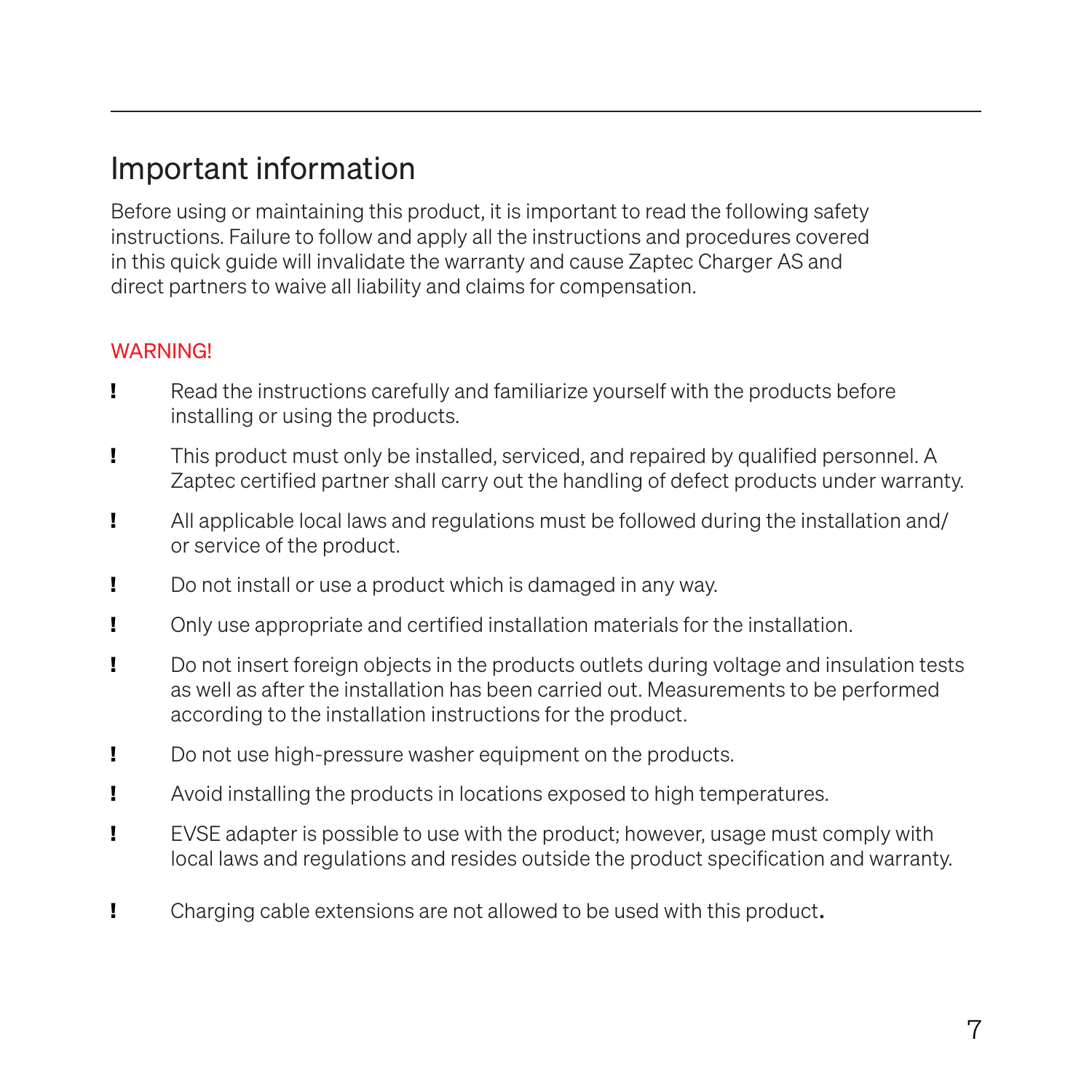## Important information

Before using or maintaining this product, it is important to read the following safety instructions. Failure to follow and apply all the instructions and procedures covered in this quick guide will invalidate the warranty and cause Zaptec Charger AS and direct partners to waive all liability and claims for compensation.

WARNING!

- **!** Read the instructions carefully and familiarize yourself with the products before installing or using the products.
- **!** This product must only be installed, serviced, and repaired by qualified personnel. A Zaptec certified partner shall carry out the handling of defect products under warranty.
- **!** All applicable local laws and regulations must be followed during the installation and/or service of the product.
- **!** Do not install or use a product which is damaged in any way.
- **!** Only use appropriate and certified installation materials for the installation.
- **!** Do not insert foreign objects in the products outlets during voltage and insulation tests as well as after the installation has been carried out. Measurements to be performed according to the installation instructions for the product.
- **!** Do not use high-pressure washer equipment on the products.
- **!** Avoid installing the products in locations exposed to high temperatures.
- **!** EVSE adapter is possible to use with the product; however, usage must comply with local laws and regulations and resides outside the product specification and warranty.
- **!** Charging cable extensions are not allowed to be used with this product.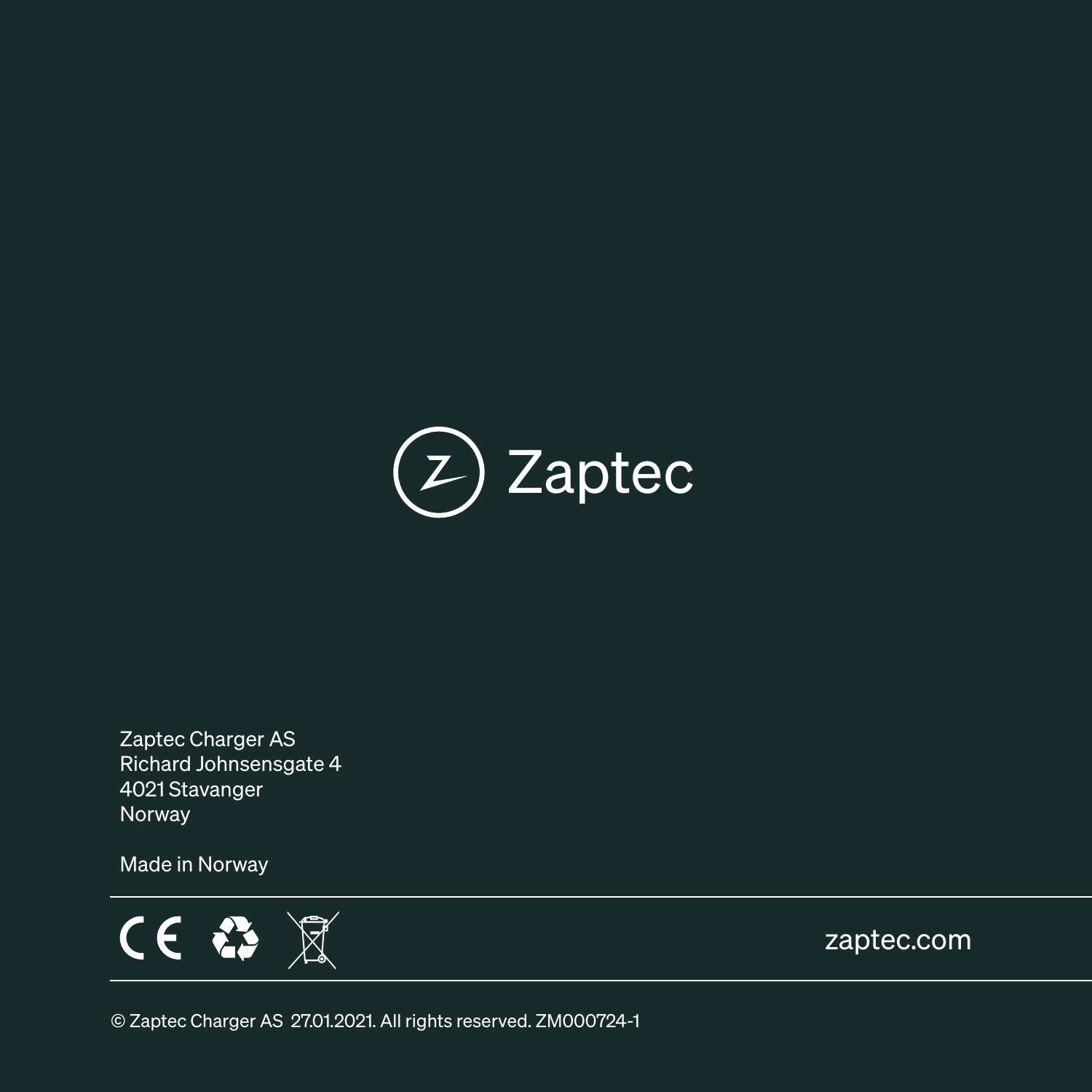Zaptec

Zaptec Charger AS
Richard Johnsensgate 4
4021 Stavanger
Norway

Made in Norway

zaptec.com

© Zaptec Charger AS 27.01.2021. All rights reserved. ZM000724-1